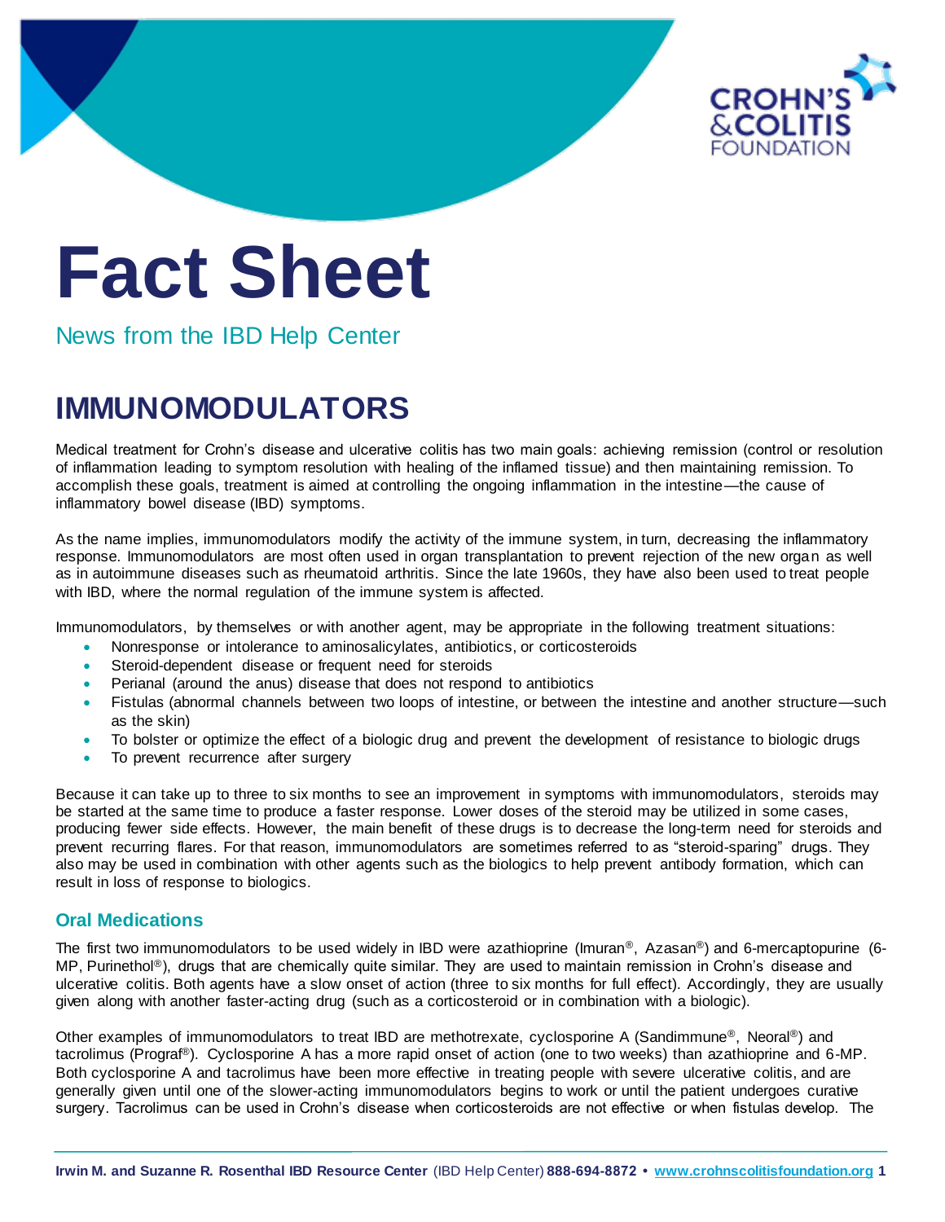# Fact Sheet

News from the IBD Help Center

## IMMUNOMODULATORS

Medical treatment for Crohn's disease and ulcerative colitis has two main goals: achieving remission (control or resolution of inflammation leading to symptom resolution with healing of the inflamed tissue) and then maintaining remission. To accomplish these goals, treatment is aimed at controlling the ongoing inflammation in the intestine—the cause of inflammatory bowel disease (IBD) symptoms.

As the name implies, immunomodulators modify the activity of the immune system, in turn, decreasing the inflammatory response. Immunomodulators are most often used in organ transplantation to prevent rejection of the new organ as well as in autoimmune diseases such as rheumatoid arthritis. Since the late 1960s, they have also been used to treat people with IBD, where the normal regulation of the immune system is affected.

Immunomodulators, by themselves or with another agent, may be appropriate in the following treatment situations:

- Nonresponse or intolerance to aminosalicylates, antibiotics, or corticosteroids
- Steroid-dependent disease or frequent need for steroids
- Perianal (around the anus) disease that does not respond to antibiotics
- Fistulas (abnormal channels between two loops of intestine, or between the intestine and another structure—such as the skin)
- To bolster or optimize the effect of a biologic drug and prevent the development of resistance to biologic drugs
- To prevent recurrence after surgery

Because it can take up to three to six months to see an improvement in symptoms with immunomodulators, steroids may be started at the same time to produce a faster response. Lower doses of the steroid may be utilized in some cases, producing fewer side effects. However, the main benefit of these drugs is to decrease the long-term need for steroids and prevent recurring flares. For that reason, immunomodulators are sometimes referred to as "steroid-sparing" drugs. They also may be used in combination with other agents such as the biologics to help prevent antibody formation, which can result in loss of response to biologics.

### Oral Medications

The first two immunomodulators to be used widely in IBD were azathioprine (Imuran®, Azasan®) and 6-mercaptopurine (6-MP, Purinethol®), drugs that are chemically quite similar. They are used to maintain remission in Crohn's disease and ulcerative colitis. Both agents have a slow onset of action (three to six months for full effect). Accordingly, they are usually given along with another faster-acting drug (such as a corticosteroid or in combination with a biologic).

Other examples of immunomodulators to treat IBD are methotrexate, cyclosporine A (Sandimmune®, Neoral®) and tacrolimus (Prograf®). Cyclosporine A has a more rapid onset of action (one to two weeks) than azathioprine and 6-MP. Both cyclosporine A and tacrolimus have been more effective in treating people with severe ulcerative colitis, and are generally given until one of the slower-acting immunomodulators begins to work or until the patient undergoes curative surgery. Tacrolimus can be used in Crohn's disease when corticosteroids are not effective or when fistulas develop. The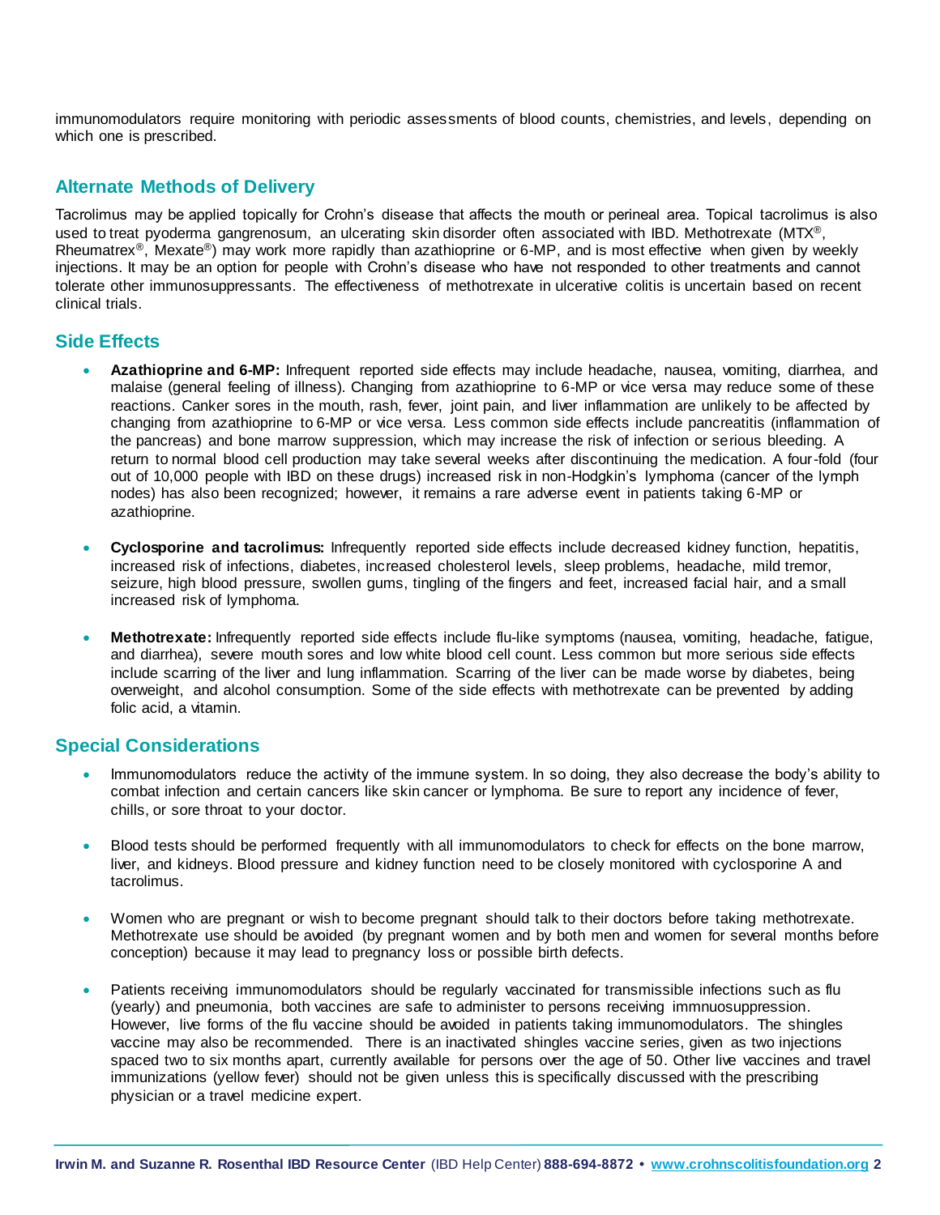immunomodulators require monitoring with periodic assessments of blood counts, chemistries, and levels, depending on which one is prescribed.

## Alternate Methods of Delivery

Tacrolimus may be applied topically for Crohn's disease that affects the mouth or perineal area. Topical tacrolimus is also used to treat pyoderma gangrenosum, an ulcerating skin disorder often associated with IBD. Methotrexate (MTX®, Rheumatrex®, Mexate®) may work more rapidly than azathioprine or 6-MP, and is most effective when given by weekly injections. It may be an option for people with Crohn's disease who have not responded to other treatments and cannot tolerate other immunosuppressants. The effectiveness of methotrexate in ulcerative colitis is uncertain based on recent clinical trials.

## Side Effects

- **Azathioprine and 6-MP:** Infrequent reported side effects may include headache, nausea, vomiting, diarrhea, and malaise (general feeling of illness). Changing from azathioprine to 6-MP or vice versa may reduce some of these reactions. Canker sores in the mouth, rash, fever, joint pain, and liver inflammation are unlikely to be affected by changing from azathioprine to 6-MP or vice versa. Less common side effects include pancreatitis (inflammation of the pancreas) and bone marrow suppression, which may increase the risk of infection or serious bleeding. A return to normal blood cell production may take several weeks after discontinuing the medication. A four-fold (four out of 10,000 people with IBD on these drugs) increased risk in non-Hodgkin's lymphoma (cancer of the lymph nodes) has also been recognized; however, it remains a rare adverse event in patients taking 6-MP or azathioprine.

- **Cyclosporine and tacrolimus:** Infrequently reported side effects include decreased kidney function, hepatitis, increased risk of infections, diabetes, increased cholesterol levels, sleep problems, headache, mild tremor, seizure, high blood pressure, swollen gums, tingling of the fingers and feet, increased facial hair, and a small increased risk of lymphoma.

- **Methotrexate:** Infrequently reported side effects include flu-like symptoms (nausea, vomiting, headache, fatigue, and diarrhea), severe mouth sores and low white blood cell count. Less common but more serious side effects include scarring of the liver and lung inflammation. Scarring of the liver can be made worse by diabetes, being overweight, and alcohol consumption. Some of the side effects with methotrexate can be prevented by adding folic acid, a vitamin.

## Special Considerations

- Immunomodulators reduce the activity of the immune system. In so doing, they also decrease the body's ability to combat infection and certain cancers like skin cancer or lymphoma. Be sure to report any incidence of fever, chills, or sore throat to your doctor.

- Blood tests should be performed frequently with all immunomodulators to check for effects on the bone marrow, liver, and kidneys. Blood pressure and kidney function need to be closely monitored with cyclosporine A and tacrolimus.

- Women who are pregnant or wish to become pregnant should talk to their doctors before taking methotrexate. Methotrexate use should be avoided (by pregnant women and by both men and women for several months before conception) because it may lead to pregnancy loss or possible birth defects.

- Patients receiving immunomodulators should be regularly vaccinated for transmissible infections such as flu (yearly) and pneumonia, both vaccines are safe to administer to persons receiving immnuosuppression. However, live forms of the flu vaccine should be avoided in patients taking immunomodulators. The shingles vaccine may also be recommended. There is an inactivated shingles vaccine series, given as two injections spaced two to six months apart, currently available for persons over the age of 50. Other live vaccines and travel immunizations (yellow fever) should not be given unless this is specifically discussed with the prescribing physician or a travel medicine expert.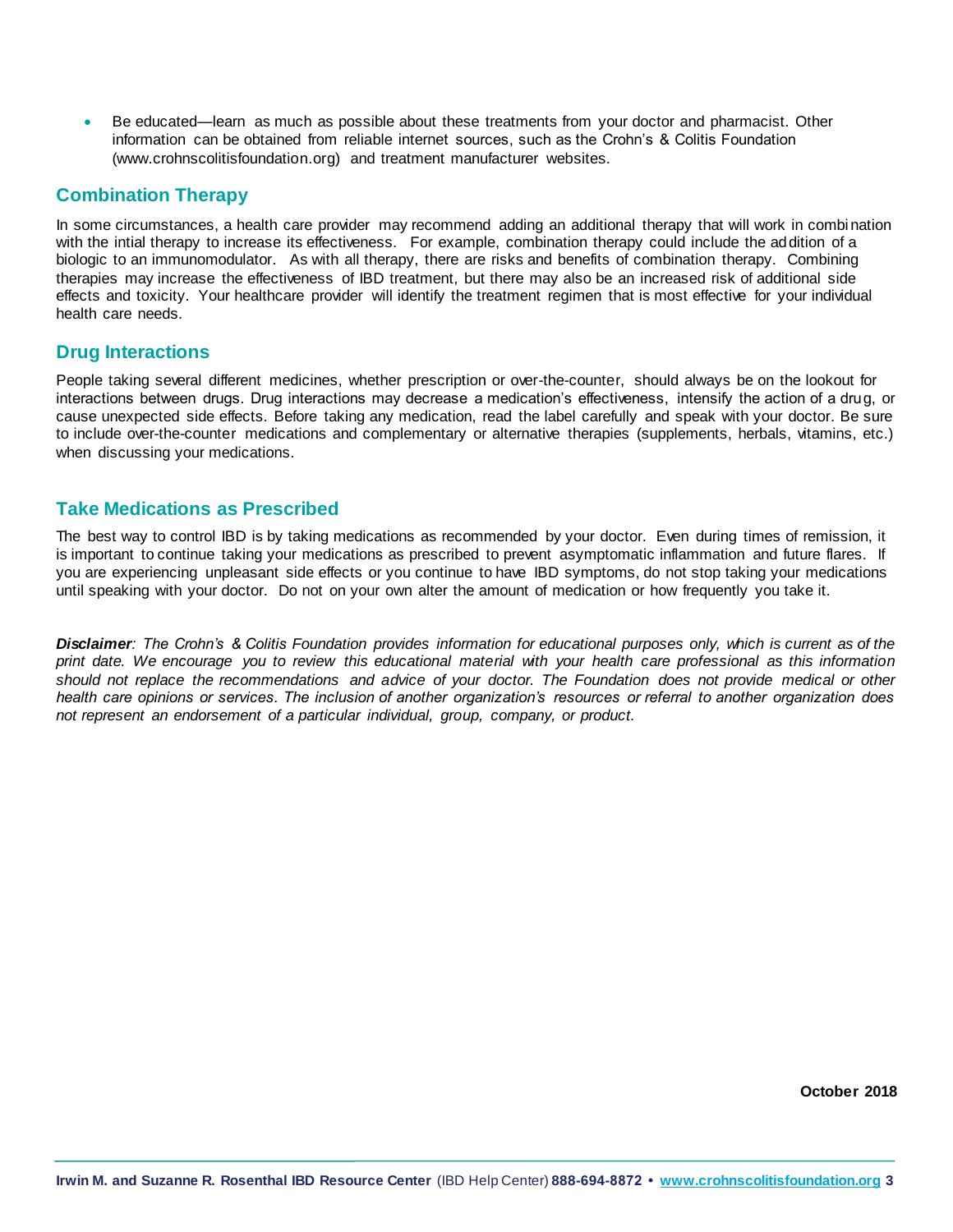- Be educated—learn as much as possible about these treatments from your doctor and pharmacist. Other information can be obtained from reliable internet sources, such as the Crohn's & Colitis Foundation (www.crohnscolitisfoundation.org) and treatment manufacturer websites.

## Combination Therapy

In some circumstances, a health care provider may recommend adding an additional therapy that will work in combination with the intial therapy to increase its effectiveness. For example, combination therapy could include the addition of a biologic to an immunomodulator. As with all therapy, there are risks and benefits of combination therapy. Combining therapies may increase the effectiveness of IBD treatment, but there may also be an increased risk of additional side effects and toxicity. Your healthcare provider will identify the treatment regimen that is most effective for your individual health care needs.

## Drug Interactions

People taking several different medicines, whether prescription or over-the-counter, should always be on the lookout for interactions between drugs. Drug interactions may decrease a medication's effectiveness, intensify the action of a drug, or cause unexpected side effects. Before taking any medication, read the label carefully and speak with your doctor. Be sure to include over-the-counter medications and complementary or alternative therapies (supplements, herbals, vitamins, etc.) when discussing your medications.

## Take Medications as Prescribed

The best way to control IBD is by taking medications as recommended by your doctor. Even during times of remission, it is important to continue taking your medications as prescribed to prevent asymptomatic inflammation and future flares. If you are experiencing unpleasant side effects or you continue to have IBD symptoms, do not stop taking your medications until speaking with your doctor. Do not on your own alter the amount of medication or how frequently you take it.

***Disclaimer**: The Crohn's & Colitis Foundation provides information for educational purposes only, which is current as of the print date. We encourage you to review this educational material with your health care professional as this information should not replace the recommendations and advice of your doctor. The Foundation does not provide medical or other health care opinions or services. The inclusion of another organization's resources or referral to another organization does not represent an endorsement of a particular individual, group, company, or product.*

**October 2018**

**Irwin M. and Suzanne R. Rosenthal IBD Resource Center** (IBD Help Center) **888-694-8872 • www.crohnscolitisfoundation.org**